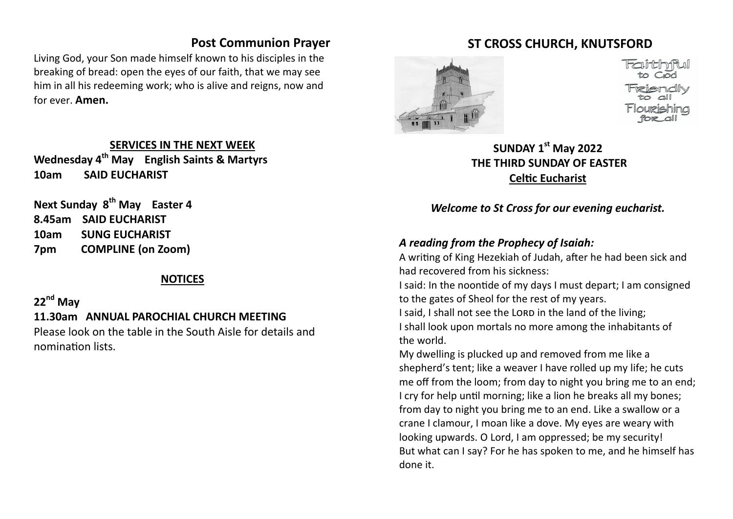## Post Communion Prayer

Living God, your Son made himself known to his disciples in the breaking of bread: open the eyes of our faith, that we may see him in all his redeeming work; who is alive and reigns, now and for ever. **Amen.**

### SERVICES IN THE NEXT WEEK

**Wednesday 4th May English Saints & Martyrs**
**10am SAID EUCHARIST**

**Next Sunday 8th May Easter 4**
**8.45am SAID EUCHARIST**
**10am SUNG EUCHARIST**
**7pm COMPLINE (on Zoom)**

### NOTICES

**22nd May**

**11.30am ANNUAL PAROCHIAL CHURCH MEETING**

Please look on the table in the South Aisle for details and nomination lists.

# ST CROSS CHURCH, KNUTSFORD

Faithful to God
Friendly to all
Flourishing for all

## SUNDAY 1st May 2022
## THE THIRD SUNDAY OF EASTER
## Celtic Eucharist

*Welcome to St Cross for our evening eucharist.*

### *A reading from the Prophecy of Isaiah:*

A writing of King Hezekiah of Judah, after he had been sick and had recovered from his sickness:

I said: In the noontide of my days I must depart; I am consigned to the gates of Sheol for the rest of my years.

I said, I shall not see the LORD in the land of the living;
I shall look upon mortals no more among the inhabitants of the world.

My dwelling is plucked up and removed from me like a shepherd's tent; like a weaver I have rolled up my life; he cuts me off from the loom; from day to night you bring me to an end; I cry for help until morning; like a lion he breaks all my bones; from day to night you bring me to an end. Like a swallow or a crane I clamour, I moan like a dove. My eyes are weary with looking upwards. O Lord, I am oppressed; be my security!
But what can I say? For he has spoken to me, and he himself has done it.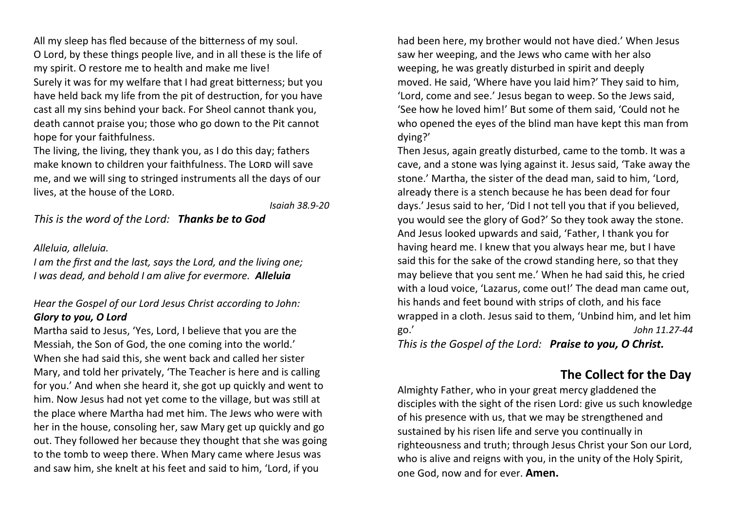All my sleep has fled because of the bitterness of my soul.
O Lord, by these things people live, and in all these is the life of my spirit. O restore me to health and make me live!
Surely it was for my welfare that I had great bitterness; but you have held back my life from the pit of destruction, for you have cast all my sins behind your back. For Sheol cannot thank you, death cannot praise you; those who go down to the Pit cannot hope for your faithfulness.
The living, the living, they thank you, as I do this day; fathers make known to children your faithfulness. The LORD will save me, and we will sing to stringed instruments all the days of our lives, at the house of the LORD.

*Isaiah 38.9-20*

*This is the word of the Lord:* ***Thanks be to God***

*Alleluia, alleluia.*
*I am the first and the last, says the Lord, and the living one;*
*I was dead, and behold I am alive for evermore.* ***Alleluia***

*Hear the Gospel of our Lord Jesus Christ according to John:*
***Glory to you, O Lord***

Martha said to Jesus, 'Yes, Lord, I believe that you are the Messiah, the Son of God, the one coming into the world.' When she had said this, she went back and called her sister Mary, and told her privately, 'The Teacher is here and is calling for you.' And when she heard it, she got up quickly and went to him. Now Jesus had not yet come to the village, but was still at the place where Martha had met him. The Jews who were with her in the house, consoling her, saw Mary get up quickly and go out. They followed her because they thought that she was going to the tomb to weep there. When Mary came where Jesus was and saw him, she knelt at his feet and said to him, 'Lord, if you had been here, my brother would not have died.' When Jesus saw her weeping, and the Jews who came with her also weeping, he was greatly disturbed in spirit and deeply moved. He said, 'Where have you laid him?' They said to him, 'Lord, come and see.' Jesus began to weep. So the Jews said, 'See how he loved him!' But some of them said, 'Could not he who opened the eyes of the blind man have kept this man from dying?'
Then Jesus, again greatly disturbed, came to the tomb. It was a cave, and a stone was lying against it. Jesus said, 'Take away the stone.' Martha, the sister of the dead man, said to him, 'Lord, already there is a stench because he has been dead for four days.' Jesus said to her, 'Did I not tell you that if you believed, you would see the glory of God?' So they took away the stone. And Jesus looked upwards and said, 'Father, I thank you for having heard me. I knew that you always hear me, but I have said this for the sake of the crowd standing here, so that they may believe that you sent me.' When he had said this, he cried with a loud voice, 'Lazarus, come out!' The dead man came out, his hands and feet bound with strips of cloth, and his face wrapped in a cloth. Jesus said to them, 'Unbind him, and let him go.'

*John 11.27-44*

*This is the Gospel of the Lord:* ***Praise to you, O Christ.***

## The Collect for the Day

Almighty Father, who in your great mercy gladdened the disciples with the sight of the risen Lord: give us such knowledge of his presence with us, that we may be strengthened and sustained by his risen life and serve you continually in righteousness and truth; through Jesus Christ your Son our Lord, who is alive and reigns with you, in the unity of the Holy Spirit, one God, now and for ever. **Amen.**